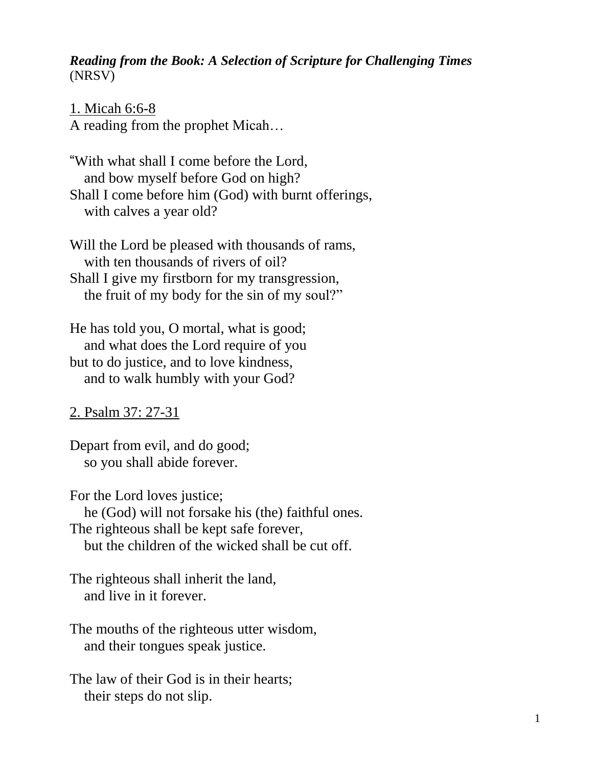***Reading from the Book: A Selection of Scripture for Challenging Times***
(NRSV)

<u>1. Micah 6:6-8</u>
A reading from the prophet Micah…

"With what shall I come before the Lord,
   and bow myself before God on high?
Shall I come before him (God) with burnt offerings,
   with calves a year old?

Will the Lord be pleased with thousands of rams,
   with ten thousands of rivers of oil?
Shall I give my firstborn for my transgression,
   the fruit of my body for the sin of my soul?"

He has told you, O mortal, what is good;
   and what does the Lord require of you
but to do justice, and to love kindness,
   and to walk humbly with your God?

<u>2. Psalm 37: 27-31</u>

Depart from evil, and do good;
   so you shall abide forever.

For the Lord loves justice;
   he (God) will not forsake his (the) faithful ones.
The righteous shall be kept safe forever,
   but the children of the wicked shall be cut off.

The righteous shall inherit the land,
   and live in it forever.

The mouths of the righteous utter wisdom,
   and their tongues speak justice.

The law of their God is in their hearts;
   their steps do not slip.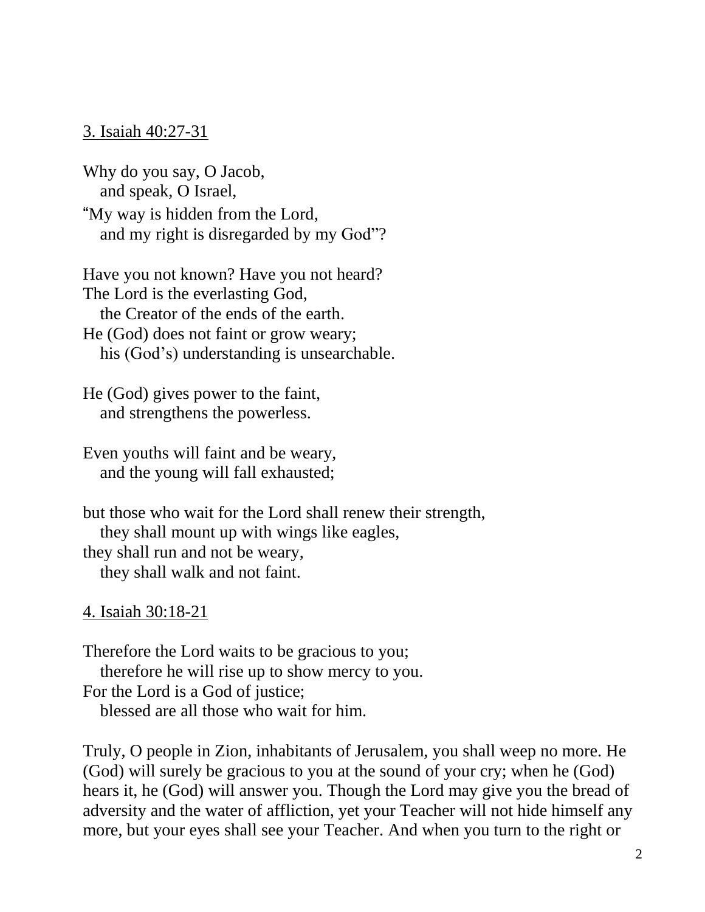3. Isaiah 40:27-31

Why do you say, O Jacob,
&nbsp;&nbsp;&nbsp;and speak, O Israel,
"My way is hidden from the Lord,
&nbsp;&nbsp;&nbsp;and my right is disregarded by my God"?

Have you not known? Have you not heard?
The Lord is the everlasting God,
&nbsp;&nbsp;&nbsp;the Creator of the ends of the earth.
He (God) does not faint or grow weary;
&nbsp;&nbsp;&nbsp;his (God's) understanding is unsearchable.

He (God) gives power to the faint,
&nbsp;&nbsp;&nbsp;and strengthens the powerless.

Even youths will faint and be weary,
&nbsp;&nbsp;&nbsp;and the young will fall exhausted;

but those who wait for the Lord shall renew their strength,
&nbsp;&nbsp;&nbsp;they shall mount up with wings like eagles,
they shall run and not be weary,
&nbsp;&nbsp;&nbsp;they shall walk and not faint.

4. Isaiah 30:18-21

Therefore the Lord waits to be gracious to you;
&nbsp;&nbsp;&nbsp;therefore he will rise up to show mercy to you.
For the Lord is a God of justice;
&nbsp;&nbsp;&nbsp;blessed are all those who wait for him.

Truly, O people in Zion, inhabitants of Jerusalem, you shall weep no more. He (God) will surely be gracious to you at the sound of your cry; when he (God) hears it, he (God) will answer you. Though the Lord may give you the bread of adversity and the water of affliction, yet your Teacher will not hide himself any more, but your eyes shall see your Teacher. And when you turn to the right or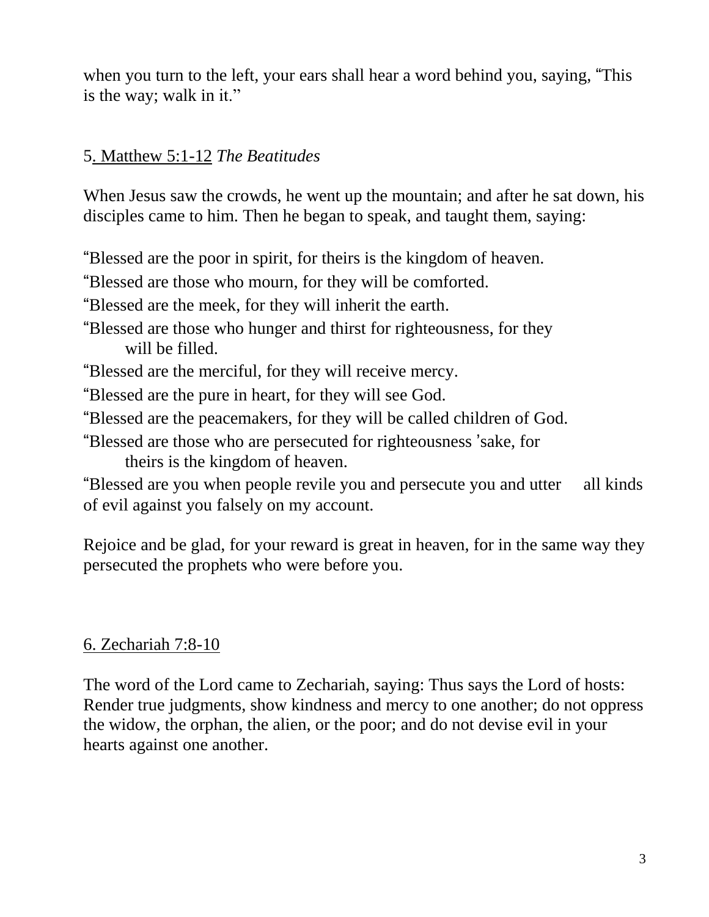when you turn to the left, your ears shall hear a word behind you, saying, “This is the way; walk in it.”

5. Matthew 5:1-12 *The Beatitudes*

When Jesus saw the crowds, he went up the mountain; and after he sat down, his disciples came to him. Then he began to speak, and taught them, saying:

“Blessed are the poor in spirit, for theirs is the kingdom of heaven.
“Blessed are those who mourn, for they will be comforted.
“Blessed are the meek, for they will inherit the earth.
“Blessed are those who hunger and thirst for righteousness, for they will be filled.
“Blessed are the merciful, for they will receive mercy.
“Blessed are the pure in heart, for they will see God.
“Blessed are the peacemakers, for they will be called children of God.
“Blessed are those who are persecuted for righteousness ’sake, for theirs is the kingdom of heaven.
“Blessed are you when people revile you and persecute you and utter all kinds of evil against you falsely on my account.

Rejoice and be glad, for your reward is great in heaven, for in the same way they persecuted the prophets who were before you.

6. Zechariah 7:8-10

The word of the Lord came to Zechariah, saying: Thus says the Lord of hosts: Render true judgments, show kindness and mercy to one another; do not oppress the widow, the orphan, the alien, or the poor; and do not devise evil in your hearts against one another.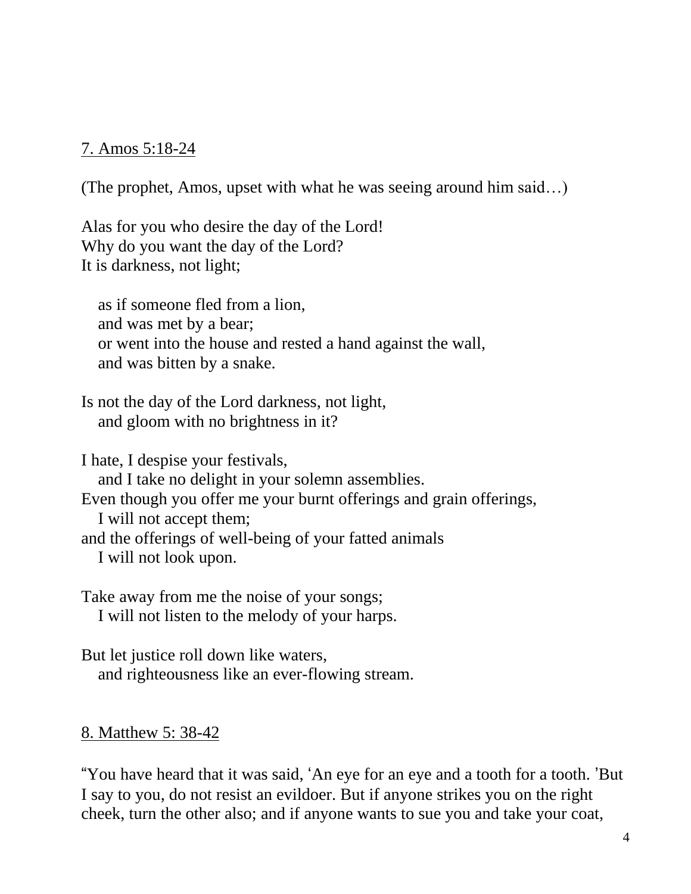<u>7. Amos 5:18-24</u>

(The prophet, Amos, upset with what he was seeing around him said…)

Alas for you who desire the day of the Lord!  
Why do you want the day of the Lord?  
It is darkness, not light;

   as if someone fled from a lion,  
   and was met by a bear;  
   or went into the house and rested a hand against the wall,  
   and was bitten by a snake.

Is not the day of the Lord darkness, not light,  
   and gloom with no brightness in it?

I hate, I despise your festivals,  
   and I take no delight in your solemn assemblies.  
Even though you offer me your burnt offerings and grain offerings,  
   I will not accept them;  
and the offerings of well-being of your fatted animals  
   I will not look upon.

Take away from me the noise of your songs;  
   I will not listen to the melody of your harps.

But let justice roll down like waters,  
   and righteousness like an ever-flowing stream.

<u>8. Matthew 5: 38-42</u>

"You have heard that it was said, 'An eye for an eye and a tooth for a tooth.' But I say to you, do not resist an evildoer. But if anyone strikes you on the right cheek, turn the other also; and if anyone wants to sue you and take your coat,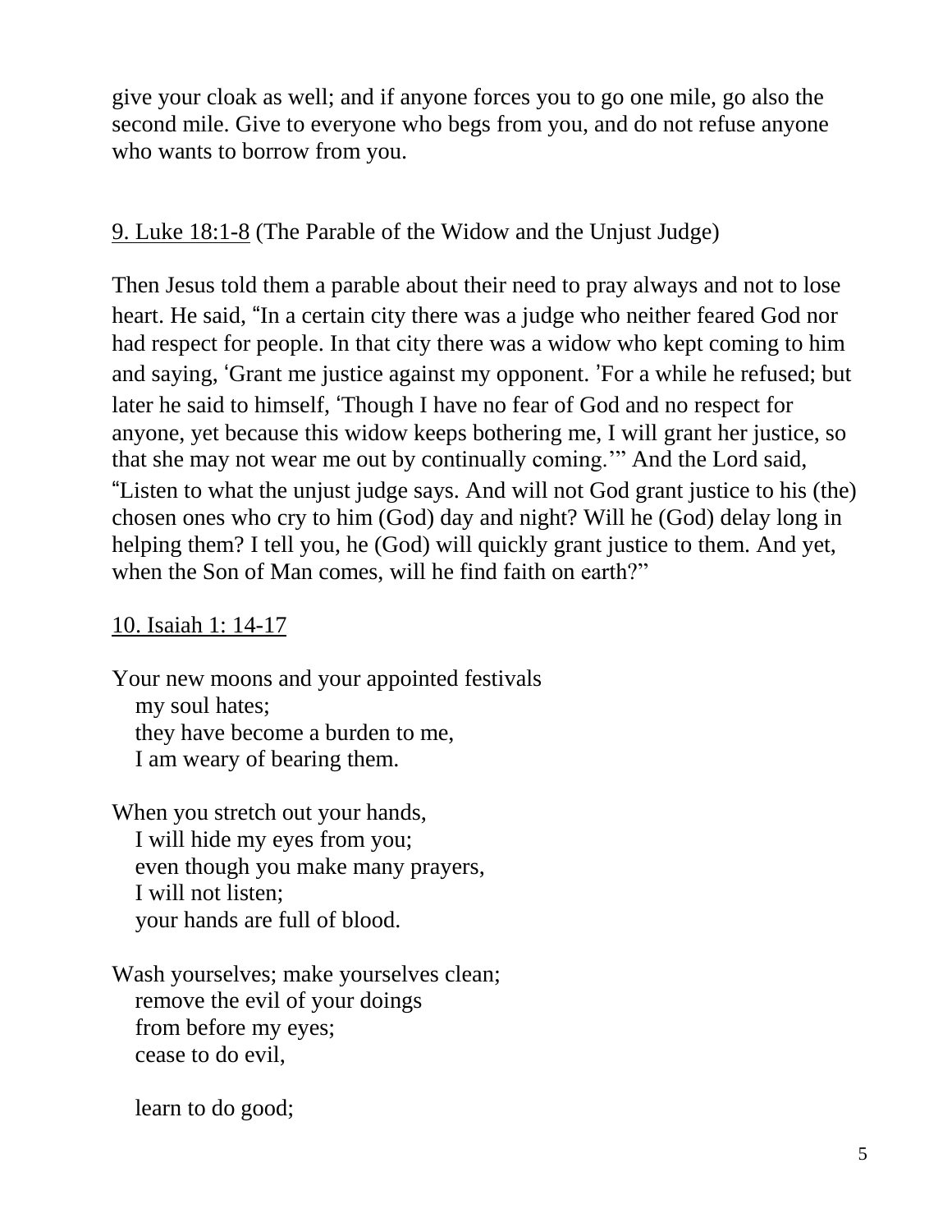give your cloak as well; and if anyone forces you to go one mile, go also the second mile. Give to everyone who begs from you, and do not refuse anyone who wants to borrow from you.

<u>9. Luke 18:1-8</u> (The Parable of the Widow and the Unjust Judge)

Then Jesus told them a parable about their need to pray always and not to lose heart. He said, "In a certain city there was a judge who neither feared God nor had respect for people. In that city there was a widow who kept coming to him and saying, 'Grant me justice against my opponent. 'For a while he refused; but later he said to himself, 'Though I have no fear of God and no respect for anyone, yet because this widow keeps bothering me, I will grant her justice, so that she may not wear me out by continually coming.'" And the Lord said, "Listen to what the unjust judge says. And will not God grant justice to his (the) chosen ones who cry to him (God) day and night? Will he (God) delay long in helping them? I tell you, he (God) will quickly grant justice to them. And yet, when the Son of Man comes, will he find faith on earth?"

<u>10. Isaiah 1: 14-17</u>

Your new moons and your appointed festivals
   my soul hates;
   they have become a burden to me,
   I am weary of bearing them.

When you stretch out your hands,
   I will hide my eyes from you;
   even though you make many prayers,
   I will not listen;
   your hands are full of blood.

Wash yourselves; make yourselves clean;
   remove the evil of your doings
   from before my eyes;
   cease to do evil,

   learn to do good;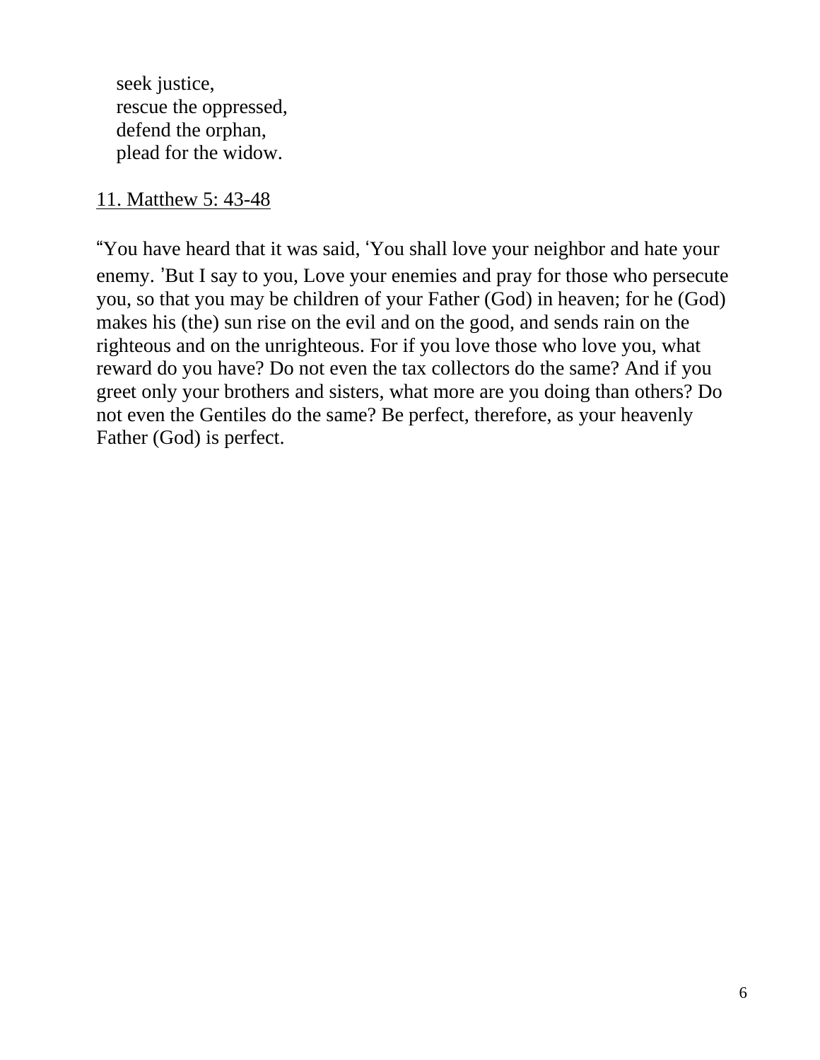seek justice,  
rescue the oppressed,  
defend the orphan,  
plead for the widow.

<u>11. Matthew 5: 43-48</u>

"You have heard that it was said, 'You shall love your neighbor and hate your enemy. 'But I say to you, Love your enemies and pray for those who persecute you, so that you may be children of your Father (God) in heaven; for he (God) makes his (the) sun rise on the evil and on the good, and sends rain on the righteous and on the unrighteous. For if you love those who love you, what reward do you have? Do not even the tax collectors do the same? And if you greet only your brothers and sisters, what more are you doing than others? Do not even the Gentiles do the same? Be perfect, therefore, as your heavenly Father (God) is perfect.